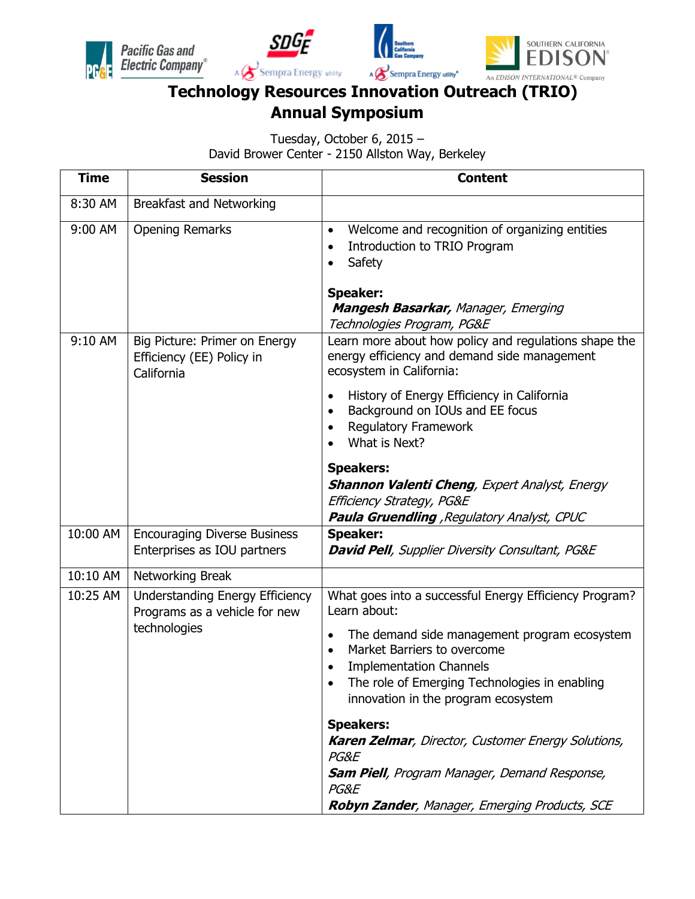# Technology Resources Innovation Outreach (TRIO) Annual Symposium

Tuesday, October 6, 2015 –
David Brower Center - 2150 Allston Way, Berkeley

| Time | Session | Content |
|---|---|---|
| 8:30 AM | Breakfast and Networking | |
| 9:00 AM | Opening Remarks | • Welcome and recognition of organizing entities<br>• Introduction to TRIO Program<br>• Safety<br><br>**Speaker:**<br>***Mangesh Basarkar,*** *Manager, Emerging Technologies Program, PG&E* |
| 9:10 AM | Big Picture: Primer on Energy Efficiency (EE) Policy in California | Learn more about how policy and regulations shape the energy efficiency and demand side management ecosystem in California:<br><br>• History of Energy Efficiency in California<br>• Background on IOUs and EE focus<br>• Regulatory Framework<br>• What is Next?<br><br>**Speakers:**<br>***Shannon Valenti Cheng****, Expert Analyst, Energy Efficiency Strategy, PG&E*<br>***Paula Gruendling*** *,Regulatory Analyst, CPUC* |
| 10:00 AM | Encouraging Diverse Business Enterprises as IOU partners | **Speaker:**<br>***David Pell****, Supplier Diversity Consultant, PG&E* |
| 10:10 AM | Networking Break | |
| 10:25 AM | Understanding Energy Efficiency Programs as a vehicle for new technologies | What goes into a successful Energy Efficiency Program? Learn about:<br><br>• The demand side management program ecosystem<br>• Market Barriers to overcome<br>• Implementation Channels<br>• The role of Emerging Technologies in enabling innovation in the program ecosystem<br><br>**Speakers:**<br>***Karen Zelmar****, Director, Customer Energy Solutions, PG&E*<br>***Sam Piell****, Program Manager, Demand Response, PG&E*<br>***Robyn Zander****, Manager, Emerging Products, SCE* |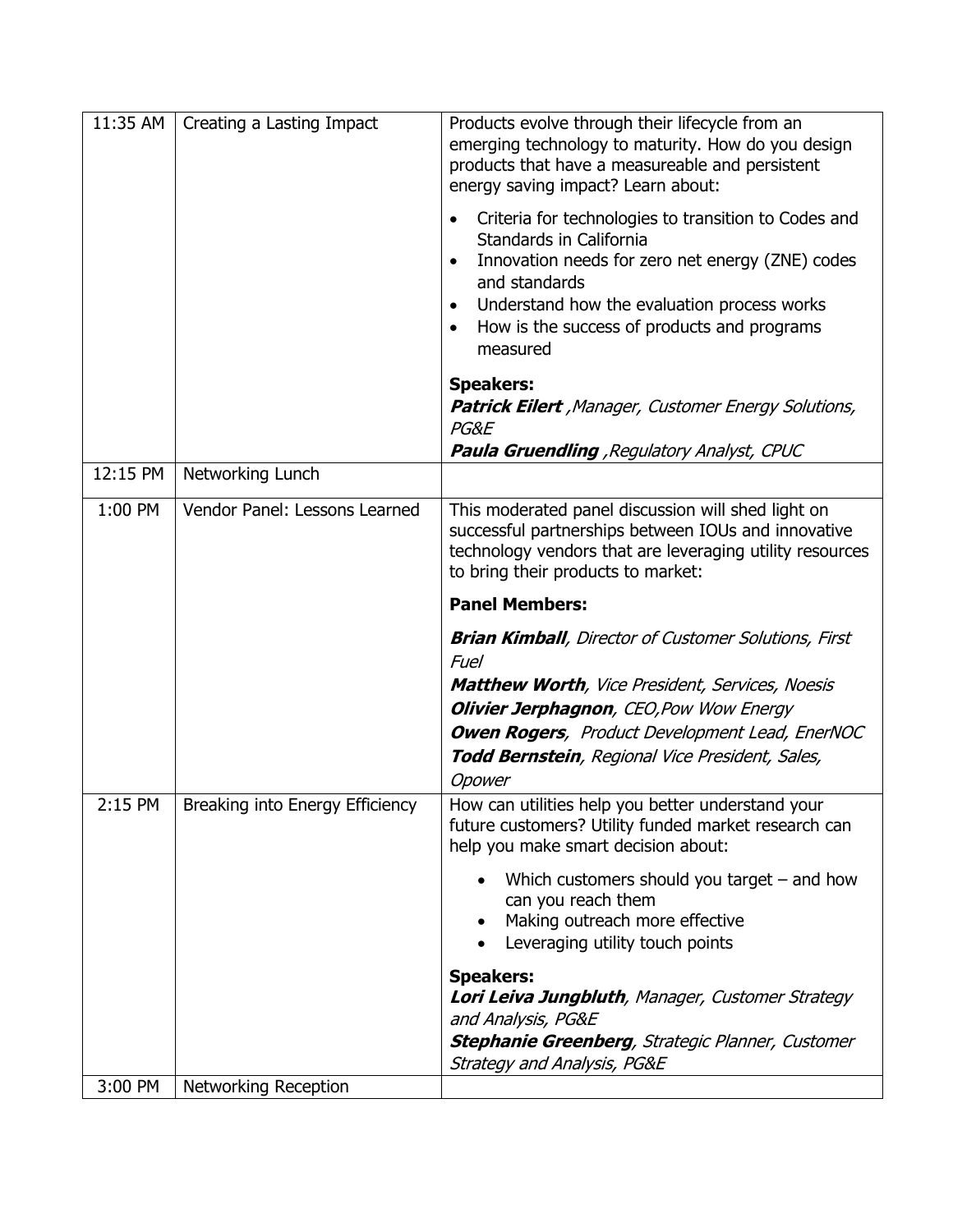| | | |
|---|---|---|
| 11:35 AM | Creating a Lasting Impact | Products evolve through their lifecycle from an emerging technology to maturity. How do you design products that have a measureable and persistent energy saving impact? Learn about:<br>• Criteria for technologies to transition to Codes and Standards in California<br>• Innovation needs for zero net energy (ZNE) codes and standards<br>• Understand how the evaluation process works<br>• How is the success of products and programs measured<br>**Speakers:**<br>***Patrick Eilert*** *,Manager, Customer Energy Solutions, PG&E*<br>***Paula Gruendling*** *,Regulatory Analyst, CPUC* |
| 12:15 PM | Networking Lunch | |
| 1:00 PM | Vendor Panel: Lessons Learned | This moderated panel discussion will shed light on successful partnerships between IOUs and innovative technology vendors that are leveraging utility resources to bring their products to market:<br>**Panel Members:**<br>***Brian Kimball****, Director of Customer Solutions, First Fuel*<br>***Matthew Worth****, Vice President, Services, Noesis*<br>***Olivier Jerphagnon****, CEO,Pow Wow Energy*<br>***Owen Rogers****, Product Development Lead, EnerNOC*<br>***Todd Bernstein****, Regional Vice President, Sales, Opower* |
| 2:15 PM | Breaking into Energy Efficiency | How can utilities help you better understand your future customers? Utility funded market research can help you make smart decision about:<br>• Which customers should you target – and how can you reach them<br>• Making outreach more effective<br>• Leveraging utility touch points<br>**Speakers:**<br>***Lori Leiva Jungbluth****, Manager, Customer Strategy and Analysis, PG&E*<br>***Stephanie Greenberg****, Strategic Planner, Customer Strategy and Analysis, PG&E* |
| 3:00 PM | Networking Reception | |